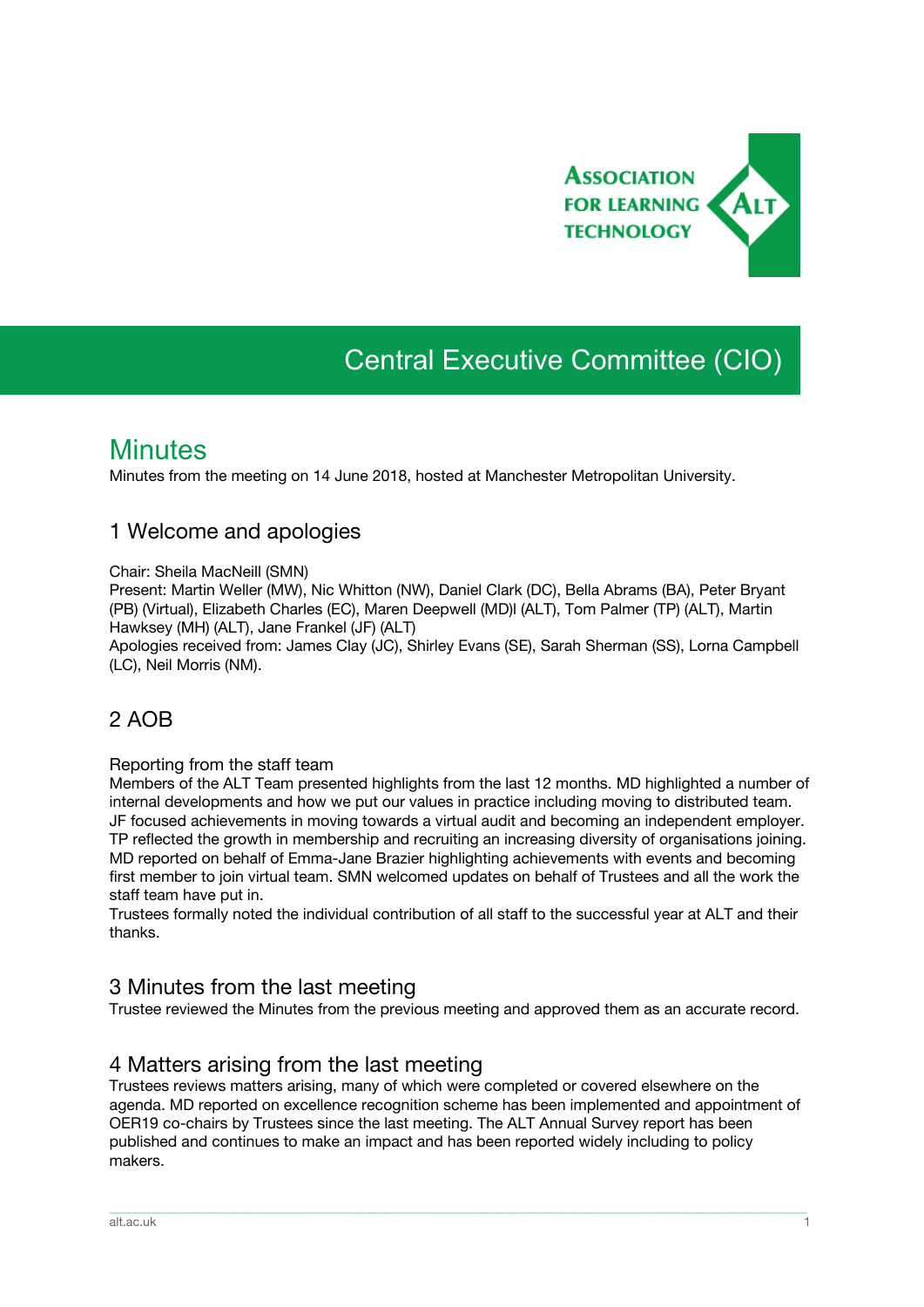Association for Learning Technology

# Central Executive Committee (CIO)

## Minutes

Minutes from the meeting on 14 June 2018, hosted at Manchester Metropolitan University.

### 1 Welcome and apologies

Chair: Sheila MacNeill (SMN)
Present: Martin Weller (MW), Nic Whitton (NW), Daniel Clark (DC), Bella Abrams (BA), Peter Bryant (PB) (Virtual), Elizabeth Charles (EC), Maren Deepwell (MD)l (ALT), Tom Palmer (TP) (ALT), Martin Hawksey (MH) (ALT), Jane Frankel (JF) (ALT)
Apologies received from: James Clay (JC), Shirley Evans (SE), Sarah Sherman (SS), Lorna Campbell (LC), Neil Morris (NM).

### 2 AOB

Reporting from the staff team
Members of the ALT Team presented highlights from the last 12 months. MD highlighted a number of internal developments and how we put our values in practice including moving to distributed team. JF focused achievements in moving towards a virtual audit and becoming an independent employer. TP reflected the growth in membership and recruiting an increasing diversity of organisations joining. MD reported on behalf of Emma-Jane Brazier highlighting achievements with events and becoming first member to join virtual team. SMN welcomed updates on behalf of Trustees and all the work the staff team have put in.
Trustees formally noted the individual contribution of all staff to the successful year at ALT and their thanks.

### 3 Minutes from the last meeting

Trustee reviewed the Minutes from the previous meeting and approved them as an accurate record.

### 4 Matters arising from the last meeting

Trustees reviews matters arising, many of which were completed or covered elsewhere on the agenda. MD reported on excellence recognition scheme has been implemented and appointment of OER19 co-chairs by Trustees since the last meeting. The ALT Annual Survey report has been published and continues to make an impact and has been reported widely including to policy makers.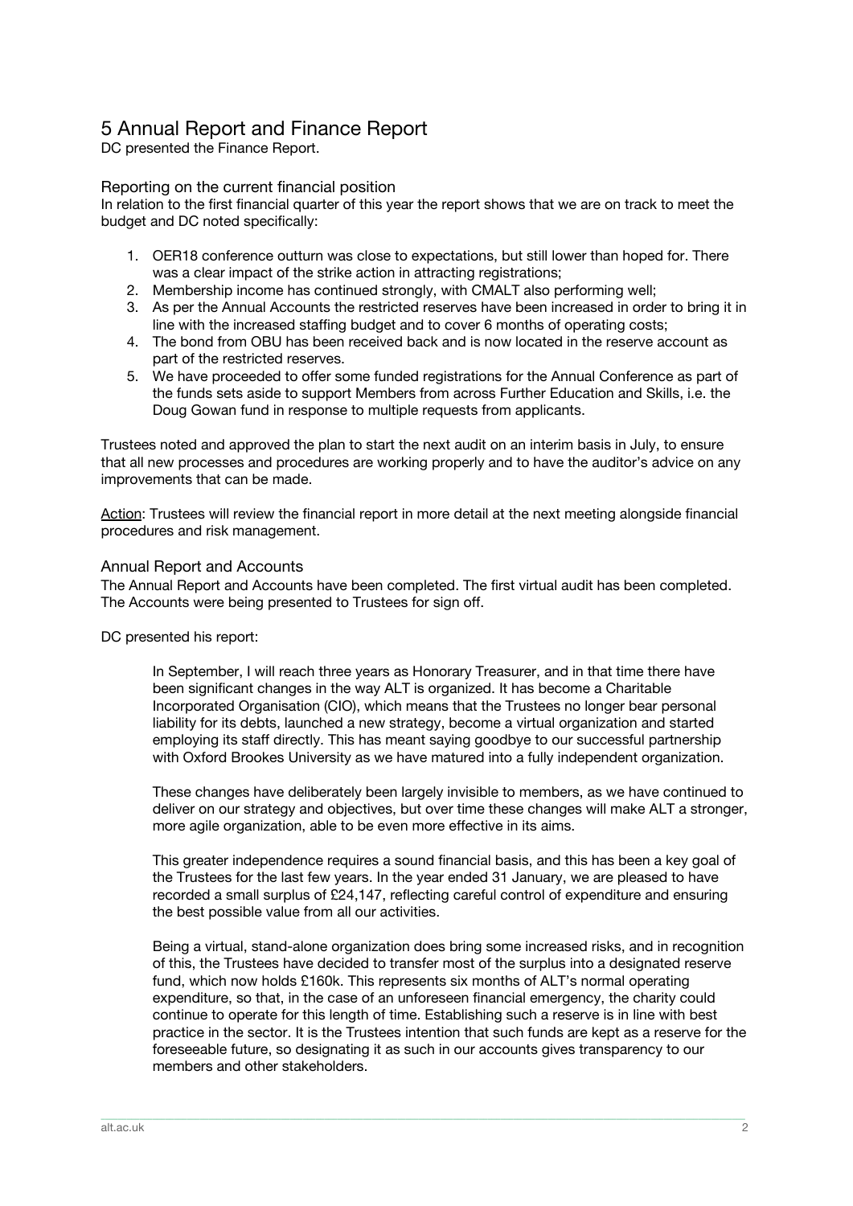# 5 Annual Report and Finance Report

DC presented the Finance Report.

## Reporting on the current financial position

In relation to the first financial quarter of this year the report shows that we are on track to meet the budget and DC noted specifically:

1. OER18 conference outturn was close to expectations, but still lower than hoped for. There was a clear impact of the strike action in attracting registrations;
2. Membership income has continued strongly, with CMALT also performing well;
3. As per the Annual Accounts the restricted reserves have been increased in order to bring it in line with the increased staffing budget and to cover 6 months of operating costs;
4. The bond from OBU has been received back and is now located in the reserve account as part of the restricted reserves.
5. We have proceeded to offer some funded registrations for the Annual Conference as part of the funds sets aside to support Members from across Further Education and Skills, i.e. the Doug Gowan fund in response to multiple requests from applicants.

Trustees noted and approved the plan to start the next audit on an interim basis in July, to ensure that all new processes and procedures are working properly and to have the auditor's advice on any improvements that can be made.

Action: Trustees will review the financial report in more detail at the next meeting alongside financial procedures and risk management.

## Annual Report and Accounts

The Annual Report and Accounts have been completed. The first virtual audit has been completed. The Accounts were being presented to Trustees for sign off.

DC presented his report:

> In September, I will reach three years as Honorary Treasurer, and in that time there have been significant changes in the way ALT is organized. It has become a Charitable Incorporated Organisation (CIO), which means that the Trustees no longer bear personal liability for its debts, launched a new strategy, become a virtual organization and started employing its staff directly. This has meant saying goodbye to our successful partnership with Oxford Brookes University as we have matured into a fully independent organization.
>
> These changes have deliberately been largely invisible to members, as we have continued to deliver on our strategy and objectives, but over time these changes will make ALT a stronger, more agile organization, able to be even more effective in its aims.
>
> This greater independence requires a sound financial basis, and this has been a key goal of the Trustees for the last few years. In the year ended 31 January, we are pleased to have recorded a small surplus of £24,147, reflecting careful control of expenditure and ensuring the best possible value from all our activities.
>
> Being a virtual, stand-alone organization does bring some increased risks, and in recognition of this, the Trustees have decided to transfer most of the surplus into a designated reserve fund, which now holds £160k. This represents six months of ALT's normal operating expenditure, so that, in the case of an unforeseen financial emergency, the charity could continue to operate for this length of time. Establishing such a reserve is in line with best practice in the sector. It is the Trustees intention that such funds are kept as a reserve for the foreseeable future, so designating it as such in our accounts gives transparency to our members and other stakeholders.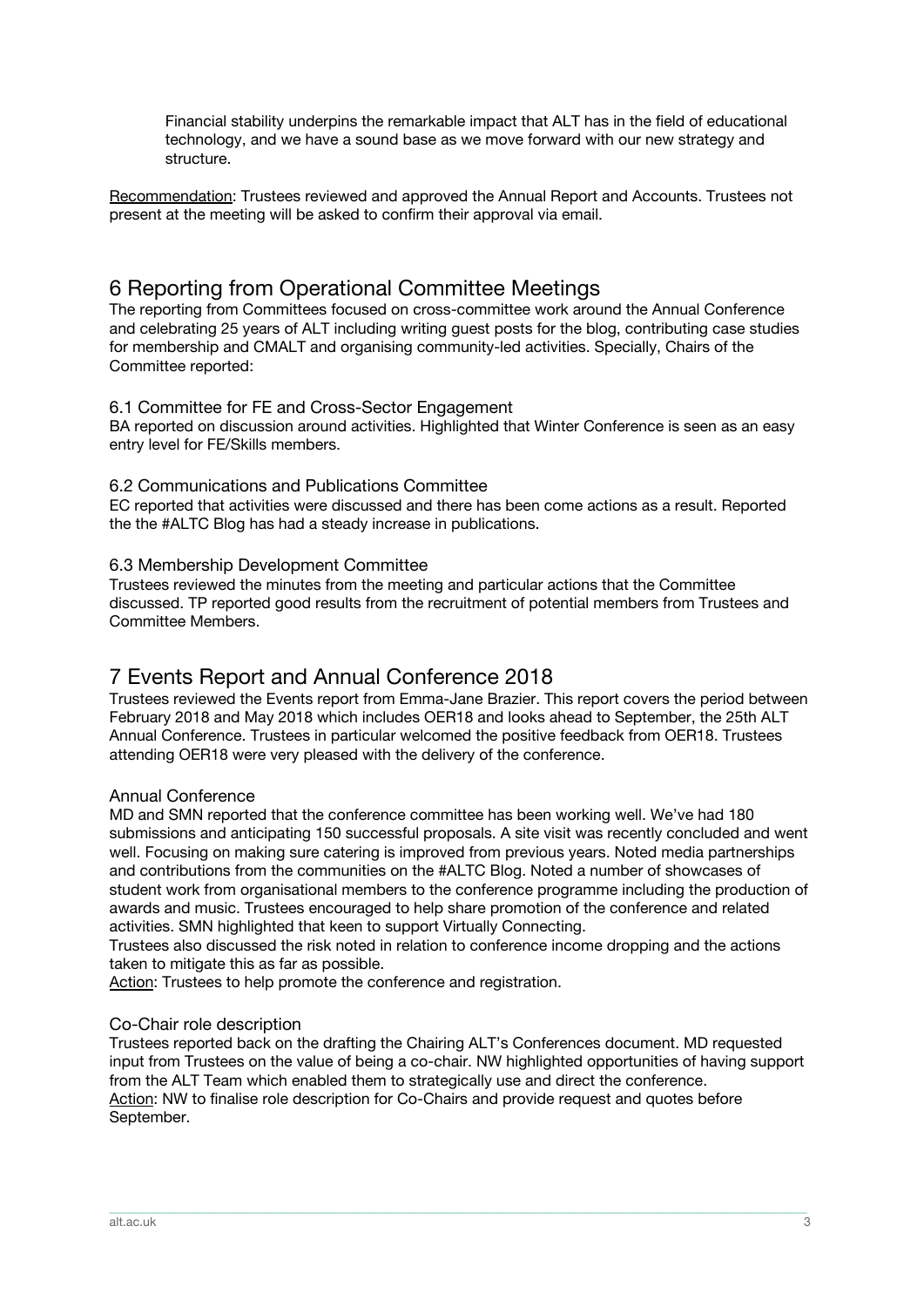> Financial stability underpins the remarkable impact that ALT has in the field of educational technology, and we have a sound base as we move forward with our new strategy and structure.

Recommendation: Trustees reviewed and approved the Annual Report and Accounts. Trustees not present at the meeting will be asked to confirm their approval via email.

## 6 Reporting from Operational Committee Meetings

The reporting from Committees focused on cross-committee work around the Annual Conference and celebrating 25 years of ALT including writing guest posts for the blog, contributing case studies for membership and CMALT and organising community-led activities. Specially, Chairs of the Committee reported:

### 6.1 Committee for FE and Cross-Sector Engagement

BA reported on discussion around activities. Highlighted that Winter Conference is seen as an easy entry level for FE/Skills members.

### 6.2 Communications and Publications Committee

EC reported that activities were discussed and there has been come actions as a result. Reported the the #ALTC Blog has had a steady increase in publications.

### 6.3 Membership Development Committee

Trustees reviewed the minutes from the meeting and particular actions that the Committee discussed. TP reported good results from the recruitment of potential members from Trustees and Committee Members.

## 7 Events Report and Annual Conference 2018

Trustees reviewed the Events report from Emma-Jane Brazier. This report covers the period between February 2018 and May 2018 which includes OER18 and looks ahead to September, the 25th ALT Annual Conference. Trustees in particular welcomed the positive feedback from OER18. Trustees attending OER18 were very pleased with the delivery of the conference.

### Annual Conference

MD and SMN reported that the conference committee has been working well. We've had 180 submissions and anticipating 150 successful proposals. A site visit was recently concluded and went well. Focusing on making sure catering is improved from previous years. Noted media partnerships and contributions from the communities on the #ALTC Blog. Noted a number of showcases of student work from organisational members to the conference programme including the production of awards and music. Trustees encouraged to help share promotion of the conference and related activities. SMN highlighted that keen to support Virtually Connecting.

Trustees also discussed the risk noted in relation to conference income dropping and the actions taken to mitigate this as far as possible.

Action: Trustees to help promote the conference and registration.

### Co-Chair role description

Trustees reported back on the drafting the Chairing ALT's Conferences document. MD requested input from Trustees on the value of being a co-chair. NW highlighted opportunities of having support from the ALT Team which enabled them to strategically use and direct the conference.

Action: NW to finalise role description for Co-Chairs and provide request and quotes before September.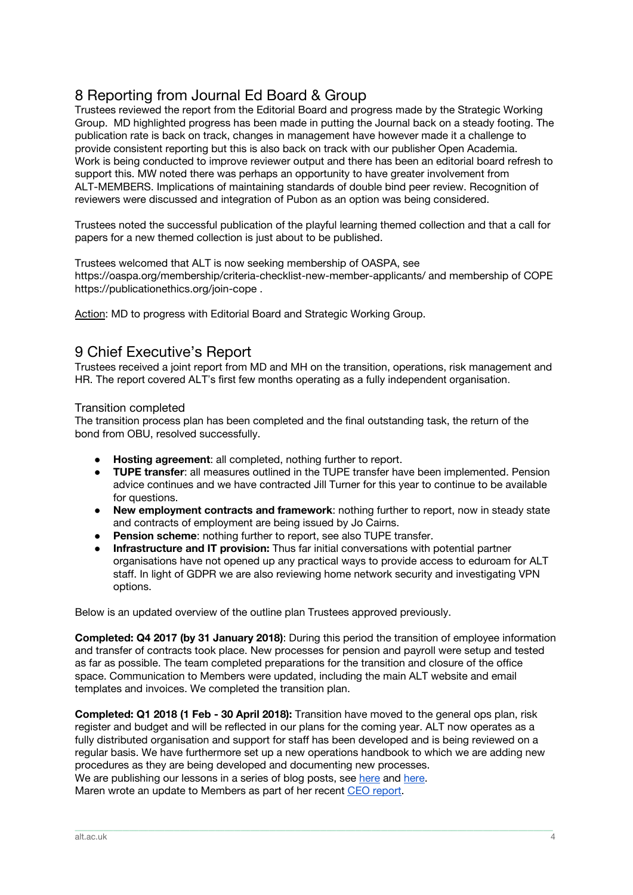## 8 Reporting from Journal Ed Board & Group

Trustees reviewed the report from the Editorial Board and progress made by the Strategic Working Group. MD highlighted progress has been made in putting the Journal back on a steady footing. The publication rate is back on track, changes in management have however made it a challenge to provide consistent reporting but this is also back on track with our publisher Open Academia. Work is being conducted to improve reviewer output and there has been an editorial board refresh to support this. MW noted there was perhaps an opportunity to have greater involvement from ALT-MEMBERS. Implications of maintaining standards of double bind peer review. Recognition of reviewers were discussed and integration of Pubon as an option was being considered.

Trustees noted the successful publication of the playful learning themed collection and that a call for papers for a new themed collection is just about to be published.

Trustees welcomed that ALT is now seeking membership of OASPA, see https://oaspa.org/membership/criteria-checklist-new-member-applicants/ and membership of COPE https://publicationethics.org/join-cope .

Action: MD to progress with Editorial Board and Strategic Working Group.

## 9 Chief Executive's Report

Trustees received a joint report from MD and MH on the transition, operations, risk management and HR. The report covered ALT's first few months operating as a fully independent organisation.

### Transition completed

The transition process plan has been completed and the final outstanding task, the return of the bond from OBU, resolved successfully.

- **Hosting agreement**: all completed, nothing further to report.
- **TUPE transfer**: all measures outlined in the TUPE transfer have been implemented. Pension advice continues and we have contracted Jill Turner for this year to continue to be available for questions.
- **New employment contracts and framework**: nothing further to report, now in steady state and contracts of employment are being issued by Jo Cairns.
- **Pension scheme**: nothing further to report, see also TUPE transfer.
- **Infrastructure and IT provision:** Thus far initial conversations with potential partner organisations have not opened up any practical ways to provide access to eduroam for ALT staff. In light of GDPR we are also reviewing home network security and investigating VPN options.

Below is an updated overview of the outline plan Trustees approved previously.

**Completed: Q4 2017 (by 31 January 2018)**: During this period the transition of employee information and transfer of contracts took place. New processes for pension and payroll were setup and tested as far as possible. The team completed preparations for the transition and closure of the office space. Communication to Members were updated, including the main ALT website and email templates and invoices. We completed the transition plan.

**Completed: Q1 2018 (1 Feb - 30 April 2018):** Transition have moved to the general ops plan, risk register and budget and will be reflected in our plans for the coming year. ALT now operates as a fully distributed organisation and support for staff has been developed and is being reviewed on a regular basis. We have furthermore set up a new operations handbook to which we are adding new procedures as they are being developed and documenting new processes.
We are publishing our lessons in a series of blog posts, see here and here.
Maren wrote an update to Members as part of her recent CEO report.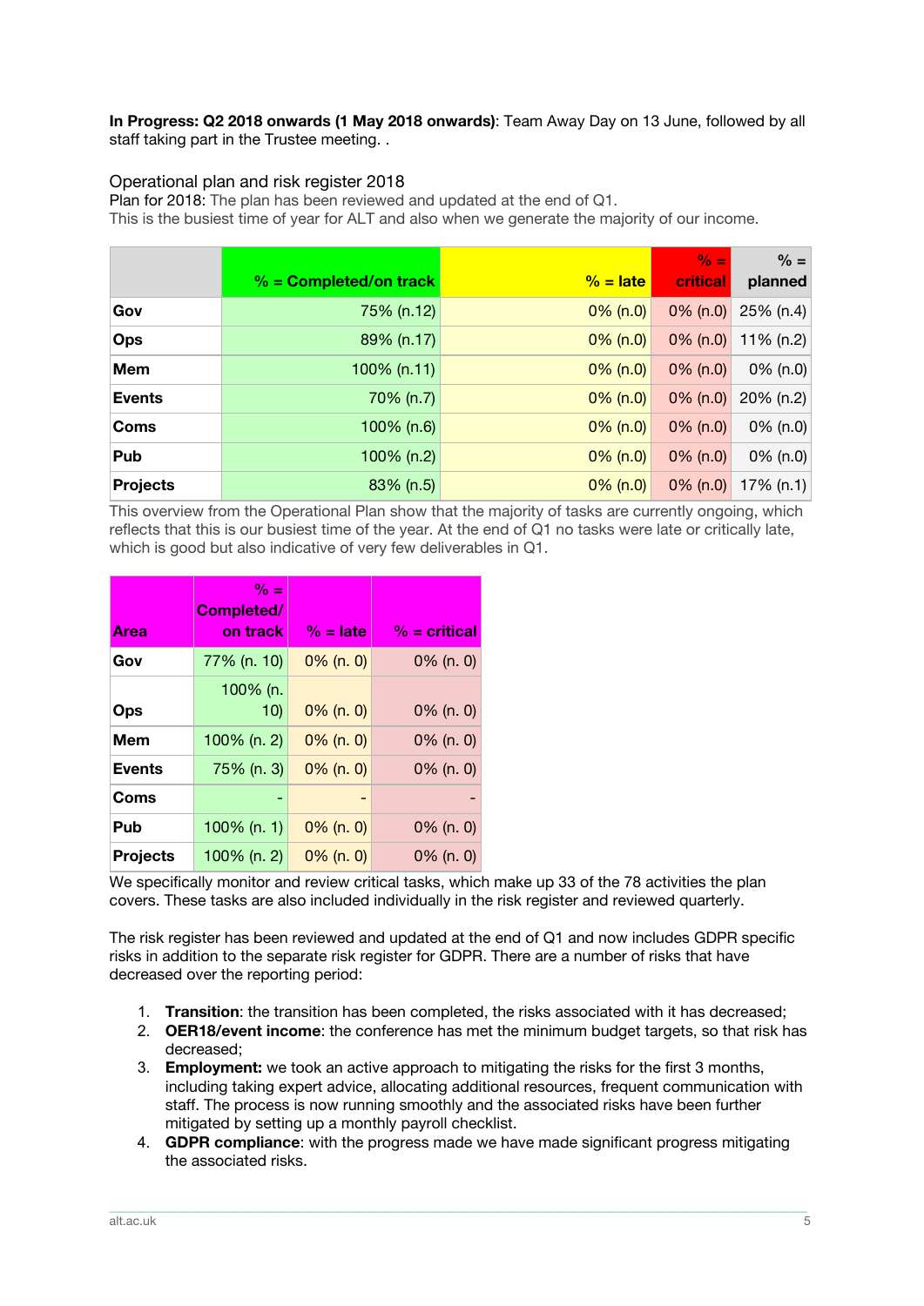**In Progress: Q2 2018 onwards (1 May 2018 onwards)**: Team Away Day on 13 June, followed by all staff taking part in the Trustee meeting. .

## Operational plan and risk register 2018

Plan for 2018: The plan has been reviewed and updated at the end of Q1.
This is the busiest time of year for ALT and also when we generate the majority of our income.

| | % = Completed/on track | % = late | % = critical | % = planned |
|---|---|---|---|---|
| **Gov** | 75% (n.12) | 0% (n.0) | 0% (n.0) | 25% (n.4) |
| **Ops** | 89% (n.17) | 0% (n.0) | 0% (n.0) | 11% (n.2) |
| **Mem** | 100% (n.11) | 0% (n.0) | 0% (n.0) | 0% (n.0) |
| **Events** | 70% (n.7) | 0% (n.0) | 0% (n.0) | 20% (n.2) |
| **Coms** | 100% (n.6) | 0% (n.0) | 0% (n.0) | 0% (n.0) |
| **Pub** | 100% (n.2) | 0% (n.0) | 0% (n.0) | 0% (n.0) |
| **Projects** | 83% (n.5) | 0% (n.0) | 0% (n.0) | 17% (n.1) |

This overview from the Operational Plan show that the majority of tasks are currently ongoing, which reflects that this is our busiest time of the year. At the end of Q1 no tasks were late or critically late, which is good but also indicative of very few deliverables in Q1.

| Area | % = Completed/ on track | % = late | % = critical |
|---|---|---|---|
| **Gov** | 77% (n. 10) | 0% (n. 0) | 0% (n. 0) |
| **Ops** | 100% (n. 10) | 0% (n. 0) | 0% (n. 0) |
| **Mem** | 100% (n. 2) | 0% (n. 0) | 0% (n. 0) |
| **Events** | 75% (n. 3) | 0% (n. 0) | 0% (n. 0) |
| **Coms** | - | - | - |
| **Pub** | 100% (n. 1) | 0% (n. 0) | 0% (n. 0) |
| **Projects** | 100% (n. 2) | 0% (n. 0) | 0% (n. 0) |

We specifically monitor and review critical tasks, which make up 33 of the 78 activities the plan covers. These tasks are also included individually in the risk register and reviewed quarterly.

The risk register has been reviewed and updated at the end of Q1 and now includes GDPR specific risks in addition to the separate risk register for GDPR. There are a number of risks that have decreased over the reporting period:

1. **Transition**: the transition has been completed, the risks associated with it has decreased;
2. **OER18/event income**: the conference has met the minimum budget targets, so that risk has decreased;
3. **Employment:** we took an active approach to mitigating the risks for the first 3 months, including taking expert advice, allocating additional resources, frequent communication with staff. The process is now running smoothly and the associated risks have been further mitigated by setting up a monthly payroll checklist.
4. **GDPR compliance**: with the progress made we have made significant progress mitigating the associated risks.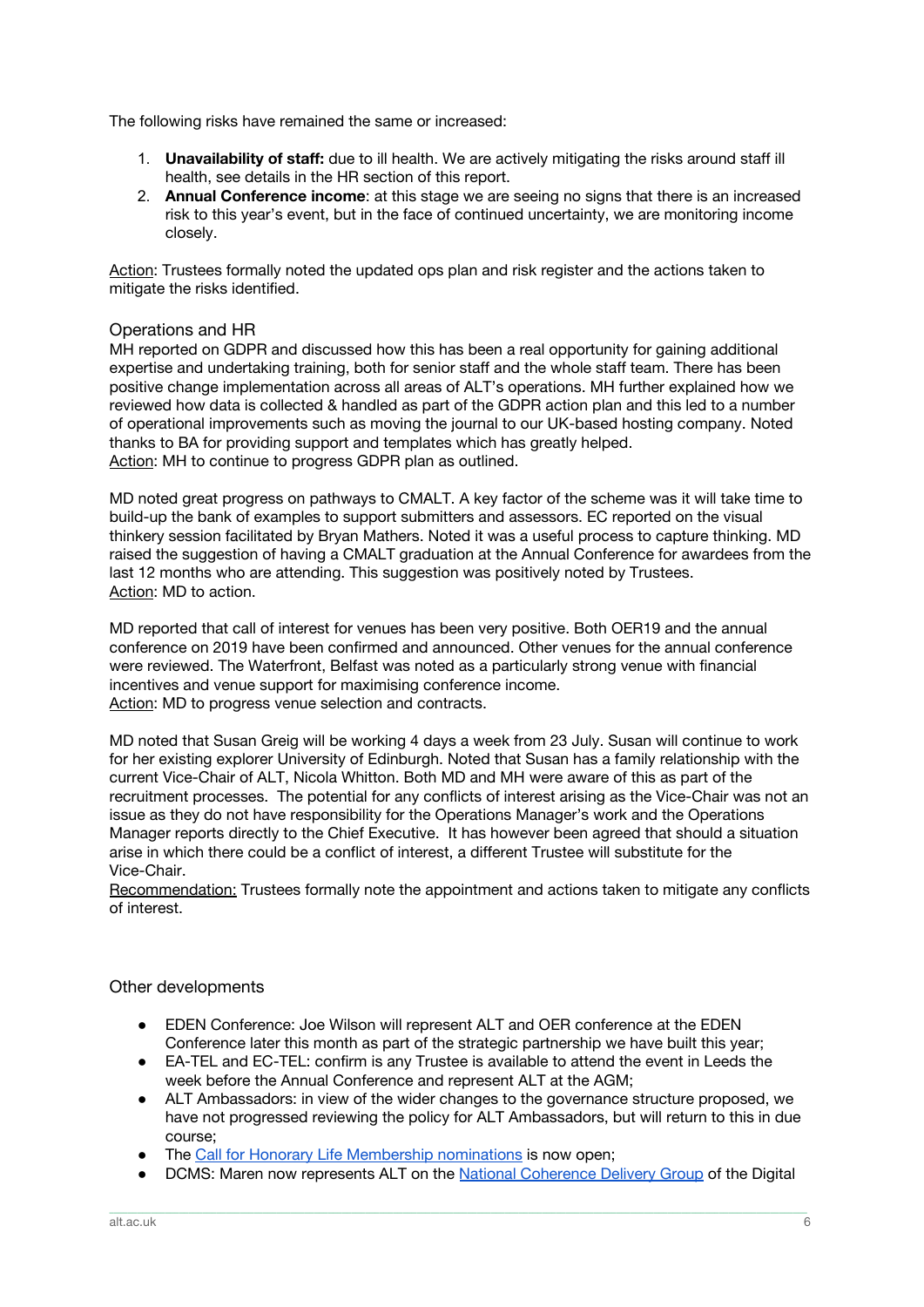The following risks have remained the same or increased:

1. **Unavailability of staff:** due to ill health. We are actively mitigating the risks around staff ill health, see details in the HR section of this report.
2. **Annual Conference income**: at this stage we are seeing no signs that there is an increased risk to this year's event, but in the face of continued uncertainty, we are monitoring income closely.

Action: Trustees formally noted the updated ops plan and risk register and the actions taken to mitigate the risks identified.

## Operations and HR

MH reported on GDPR and discussed how this has been a real opportunity for gaining additional expertise and undertaking training, both for senior staff and the whole staff team. There has been positive change implementation across all areas of ALT's operations. MH further explained how we reviewed how data is collected & handled as part of the GDPR action plan and this led to a number of operational improvements such as moving the journal to our UK-based hosting company. Noted thanks to BA for providing support and templates which has greatly helped.
Action: MH to continue to progress GDPR plan as outlined.

MD noted great progress on pathways to CMALT. A key factor of the scheme was it will take time to build-up the bank of examples to support submitters and assessors. EC reported on the visual thinkery session facilitated by Bryan Mathers. Noted it was a useful process to capture thinking. MD raised the suggestion of having a CMALT graduation at the Annual Conference for awardees from the last 12 months who are attending. This suggestion was positively noted by Trustees.
Action: MD to action.

MD reported that call of interest for venues has been very positive. Both OER19 and the annual conference on 2019 have been confirmed and announced. Other venues for the annual conference were reviewed. The Waterfront, Belfast was noted as a particularly strong venue with financial incentives and venue support for maximising conference income.
Action: MD to progress venue selection and contracts.

MD noted that Susan Greig will be working 4 days a week from 23 July. Susan will continue to work for her existing explorer University of Edinburgh. Noted that Susan has a family relationship with the current Vice-Chair of ALT, Nicola Whitton. Both MD and MH were aware of this as part of the recruitment processes. The potential for any conflicts of interest arising as the Vice-Chair was not an issue as they do not have responsibility for the Operations Manager's work and the Operations Manager reports directly to the Chief Executive. It has however been agreed that should a situation arise in which there could be a conflict of interest, a different Trustee will substitute for the Vice-Chair.
Recommendation: Trustees formally note the appointment and actions taken to mitigate any conflicts of interest.

## Other developments

- EDEN Conference: Joe Wilson will represent ALT and OER conference at the EDEN Conference later this month as part of the strategic partnership we have built this year;
- EA-TEL and EC-TEL: confirm is any Trustee is available to attend the event in Leeds the week before the Annual Conference and represent ALT at the AGM;
- ALT Ambassadors: in view of the wider changes to the governance structure proposed, we have not progressed reviewing the policy for ALT Ambassadors, but will return to this in due course;
- The [Call for Honorary Life Membership nominations]() is now open;
- DCMS: Maren now represents ALT on the [National Coherence Delivery Group]() of the Digital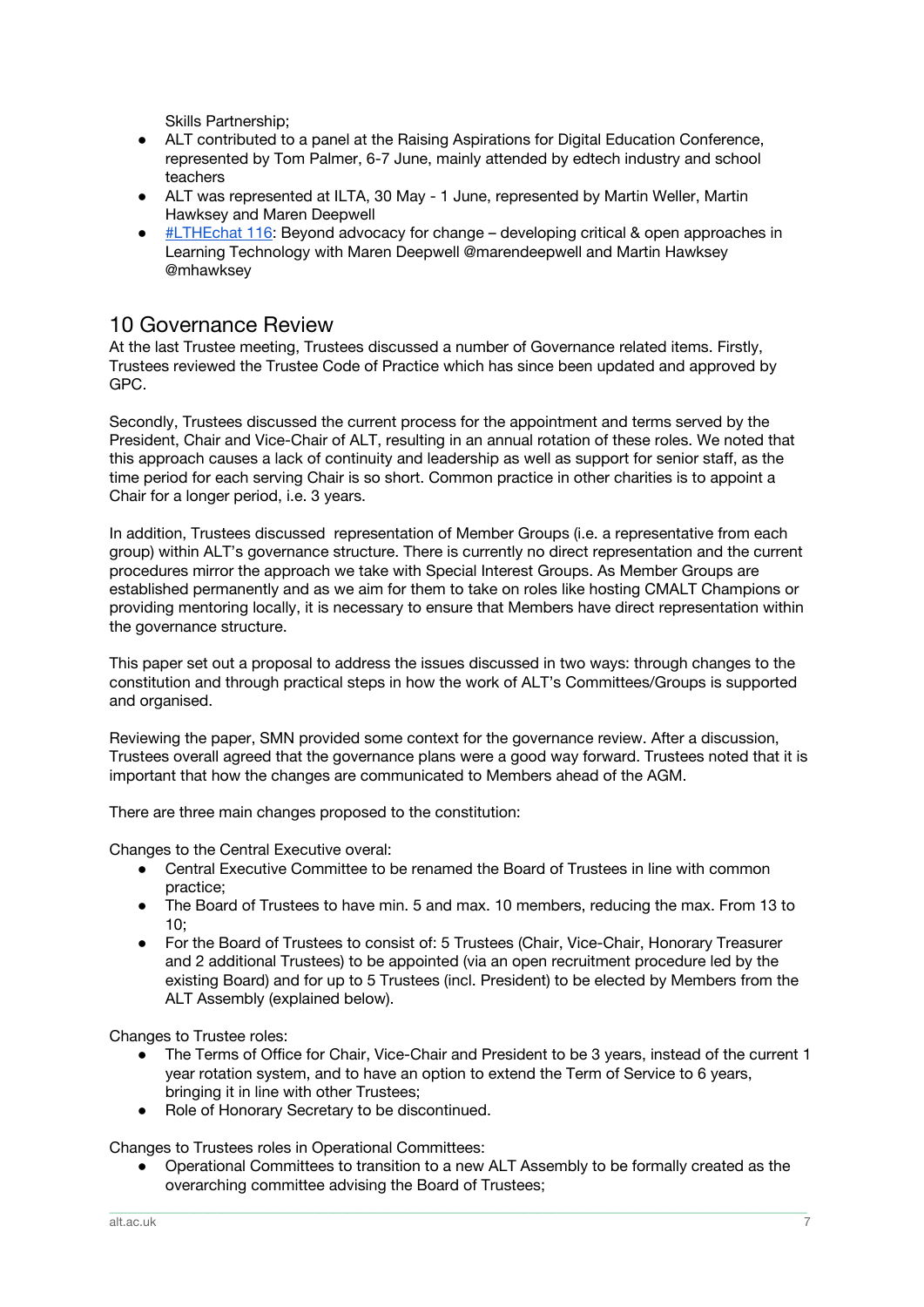Skills Partnership;

- ALT contributed to a panel at the Raising Aspirations for Digital Education Conference, represented by Tom Palmer, 6-7 June, mainly attended by edtech industry and school teachers
- ALT was represented at ILTA, 30 May - 1 June, represented by Martin Weller, Martin Hawksey and Maren Deepwell
- #LTHEchat 116: Beyond advocacy for change – developing critical & open approaches in Learning Technology with Maren Deepwell @marendeepwell and Martin Hawksey @mhawksey

## 10 Governance Review

At the last Trustee meeting, Trustees discussed a number of Governance related items. Firstly, Trustees reviewed the Trustee Code of Practice which has since been updated and approved by GPC.

Secondly, Trustees discussed the current process for the appointment and terms served by the President, Chair and Vice-Chair of ALT, resulting in an annual rotation of these roles. We noted that this approach causes a lack of continuity and leadership as well as support for senior staff, as the time period for each serving Chair is so short. Common practice in other charities is to appoint a Chair for a longer period, i.e. 3 years.

In addition, Trustees discussed representation of Member Groups (i.e. a representative from each group) within ALT's governance structure. There is currently no direct representation and the current procedures mirror the approach we take with Special Interest Groups. As Member Groups are established permanently and as we aim for them to take on roles like hosting CMALT Champions or providing mentoring locally, it is necessary to ensure that Members have direct representation within the governance structure.

This paper set out a proposal to address the issues discussed in two ways: through changes to the constitution and through practical steps in how the work of ALT's Committees/Groups is supported and organised.

Reviewing the paper, SMN provided some context for the governance review. After a discussion, Trustees overall agreed that the governance plans were a good way forward. Trustees noted that it is important that how the changes are communicated to Members ahead of the AGM.

There are three main changes proposed to the constitution:

Changes to the Central Executive overal:

- Central Executive Committee to be renamed the Board of Trustees in line with common practice;
- The Board of Trustees to have min. 5 and max. 10 members, reducing the max. From 13 to 10;
- For the Board of Trustees to consist of: 5 Trustees (Chair, Vice-Chair, Honorary Treasurer and 2 additional Trustees) to be appointed (via an open recruitment procedure led by the existing Board) and for up to 5 Trustees (incl. President) to be elected by Members from the ALT Assembly (explained below).

Changes to Trustee roles:

- The Terms of Office for Chair, Vice-Chair and President to be 3 years, instead of the current 1 year rotation system, and to have an option to extend the Term of Service to 6 years, bringing it in line with other Trustees;
- Role of Honorary Secretary to be discontinued.

Changes to Trustees roles in Operational Committees:

- Operational Committees to transition to a new ALT Assembly to be formally created as the overarching committee advising the Board of Trustees;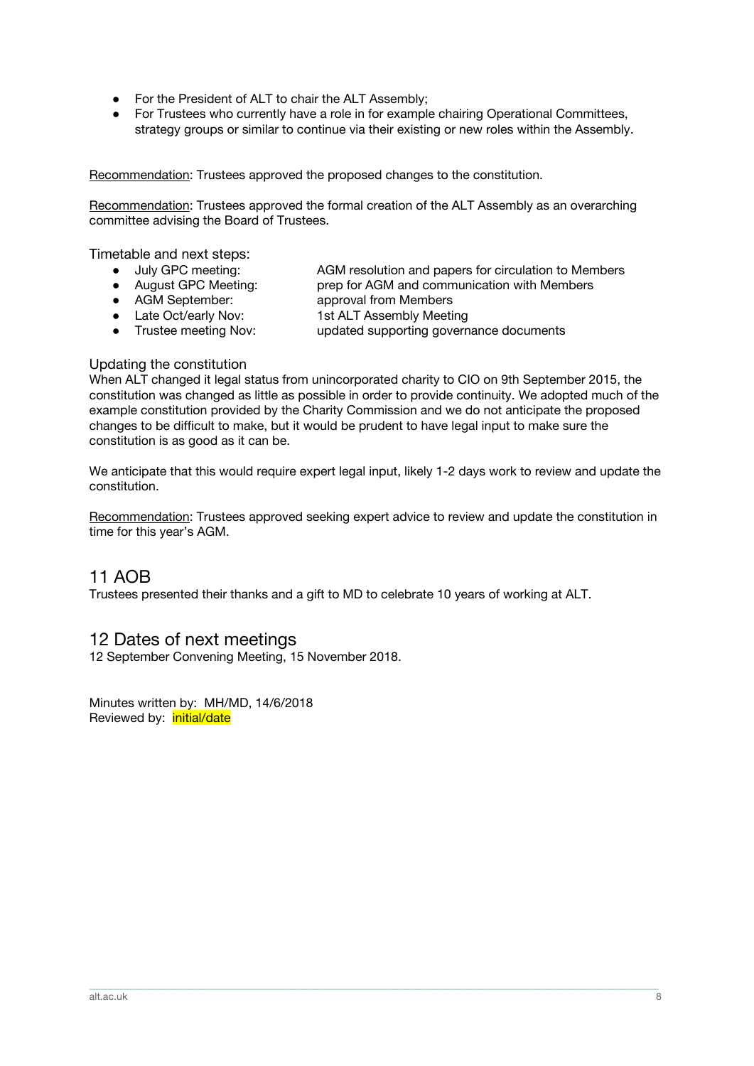- For the President of ALT to chair the ALT Assembly;
- For Trustees who currently have a role in for example chairing Operational Committees, strategy groups or similar to continue via their existing or new roles within the Assembly.

Recommendation: Trustees approved the proposed changes to the constitution.

Recommendation: Trustees approved the formal creation of the ALT Assembly as an overarching committee advising the Board of Trustees.

Timetable and next steps:

- July GPC meeting: AGM resolution and papers for circulation to Members
- August GPC Meeting: prep for AGM and communication with Members
- AGM September: approval from Members
- Late Oct/early Nov: 1st ALT Assembly Meeting
- Trustee meeting Nov: updated supporting governance documents

Updating the constitution

When ALT changed it legal status from unincorporated charity to CIO on 9th September 2015, the constitution was changed as little as possible in order to provide continuity. We adopted much of the example constitution provided by the Charity Commission and we do not anticipate the proposed changes to be difficult to make, but it would be prudent to have legal input to make sure the constitution is as good as it can be.

We anticipate that this would require expert legal input, likely 1-2 days work to review and update the constitution.

Recommendation: Trustees approved seeking expert advice to review and update the constitution in time for this year's AGM.

## 11 AOB

Trustees presented their thanks and a gift to MD to celebrate 10 years of working at ALT.

## 12 Dates of next meetings

12 September Convening Meeting, 15 November 2018.

Minutes written by: MH/MD, 14/6/2018
Reviewed by: initial/date